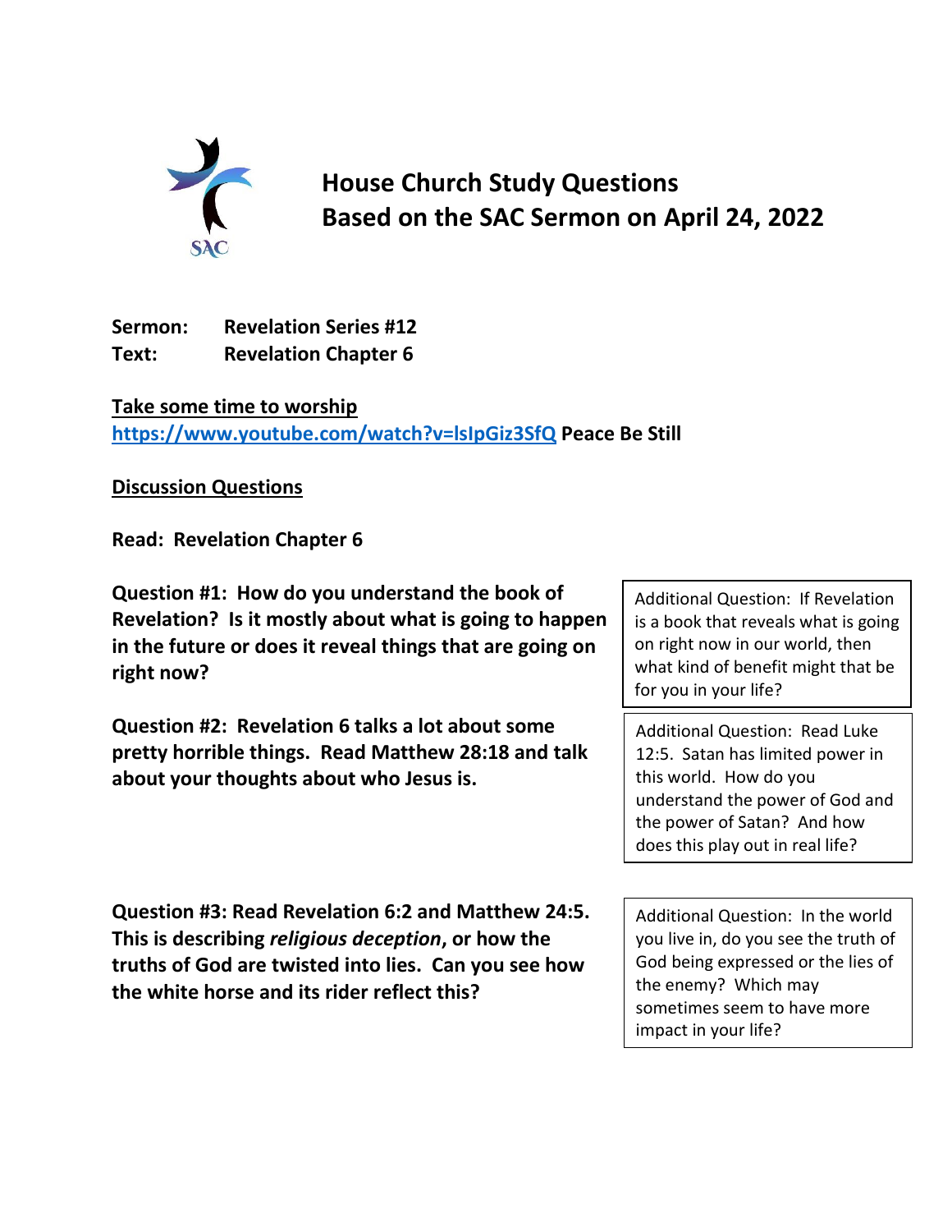# House Church Study Questions
# Based on the SAC Sermon on April 24, 2022

**Sermon:** **Revelation Series #12**
**Text:** **Revelation Chapter 6**

**Take some time to worship**
**https://www.youtube.com/watch?v=lsIpGiz3SfQ Peace Be Still**

**Discussion Questions**

**Read: Revelation Chapter 6**

**Question #1: How do you understand the book of Revelation? Is it mostly about what is going to happen in the future or does it reveal things that are going on right now?**

Additional Question: If Revelation is a book that reveals what is going on right now in our world, then what kind of benefit might that be for you in your life?

**Question #2: Revelation 6 talks a lot about some pretty horrible things. Read Matthew 28:18 and talk about your thoughts about who Jesus is.**

Additional Question: Read Luke 12:5. Satan has limited power in this world. How do you understand the power of God and the power of Satan? And how does this play out in real life?

**Question #3: Read Revelation 6:2 and Matthew 24:5. This is describing *religious deception*, or how the truths of God are twisted into lies. Can you see how the white horse and its rider reflect this?**

Additional Question: In the world you live in, do you see the truth of God being expressed or the lies of the enemy? Which may sometimes seem to have more impact in your life?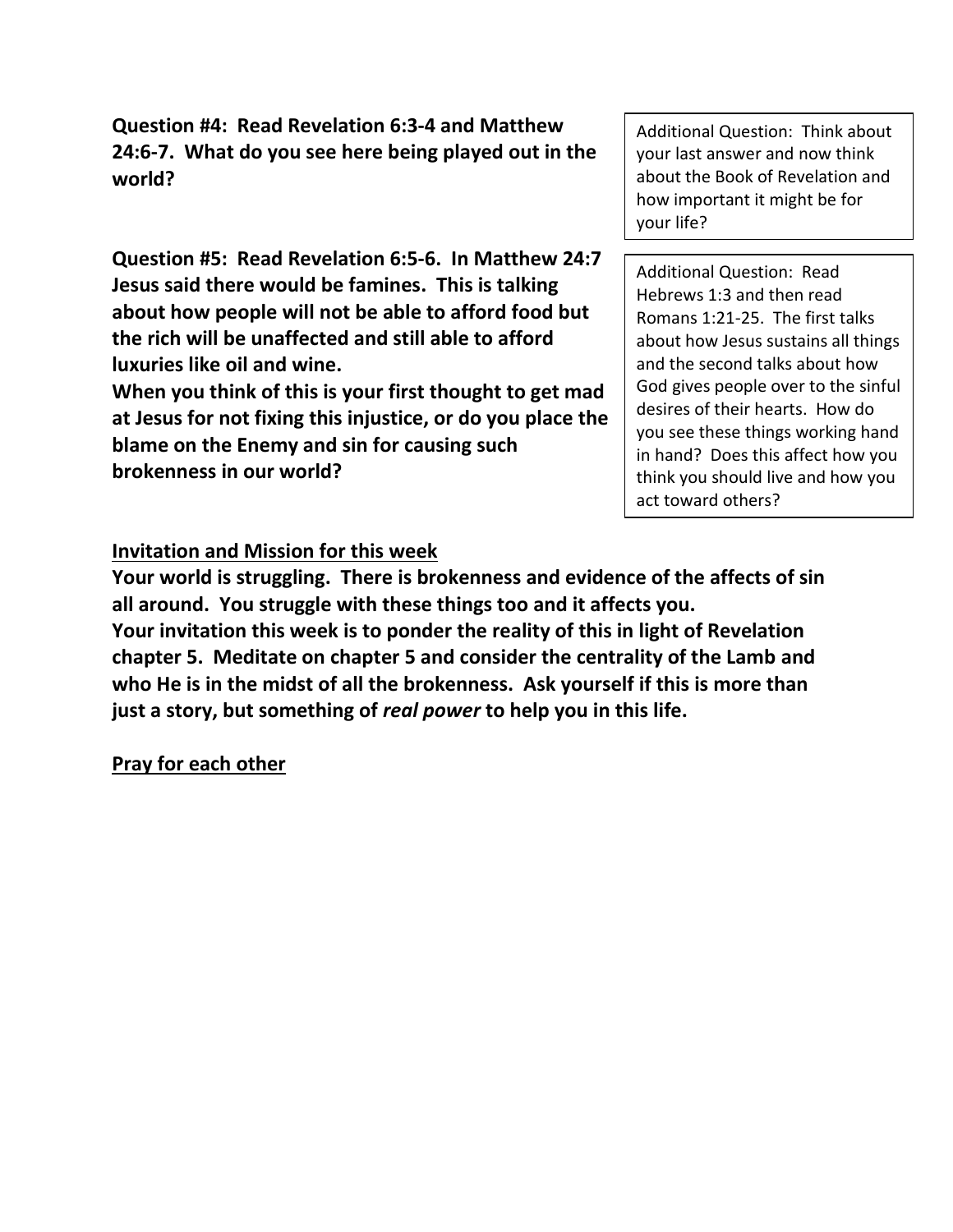**Question #4: Read Revelation 6:3-4 and Matthew 24:6-7. What do you see here being played out in the world?**

> Additional Question: Think about your last answer and now think about the Book of Revelation and how important it might be for your life?

**Question #5: Read Revelation 6:5-6. In Matthew 24:7 Jesus said there would be famines. This is talking about how people will not be able to afford food but the rich will be unaffected and still able to afford luxuries like oil and wine.**

**When you think of this is your first thought to get mad at Jesus for not fixing this injustice, or do you place the blame on the Enemy and sin for causing such brokenness in our world?**

> Additional Question: Read Hebrews 1:3 and then read Romans 1:21-25. The first talks about how Jesus sustains all things and the second talks about how God gives people over to the sinful desires of their hearts. How do you see these things working hand in hand? Does this affect how you think you should live and how you act toward others?

## Invitation and Mission for this week

**Your world is struggling. There is brokenness and evidence of the affects of sin all around. You struggle with these things too and it affects you.**

**Your invitation this week is to ponder the reality of this in light of Revelation chapter 5. Meditate on chapter 5 and consider the centrality of the Lamb and who He is in the midst of all the brokenness. Ask yourself if this is more than just a story, but something of *real power* to help you in this life.**

## Pray for each other